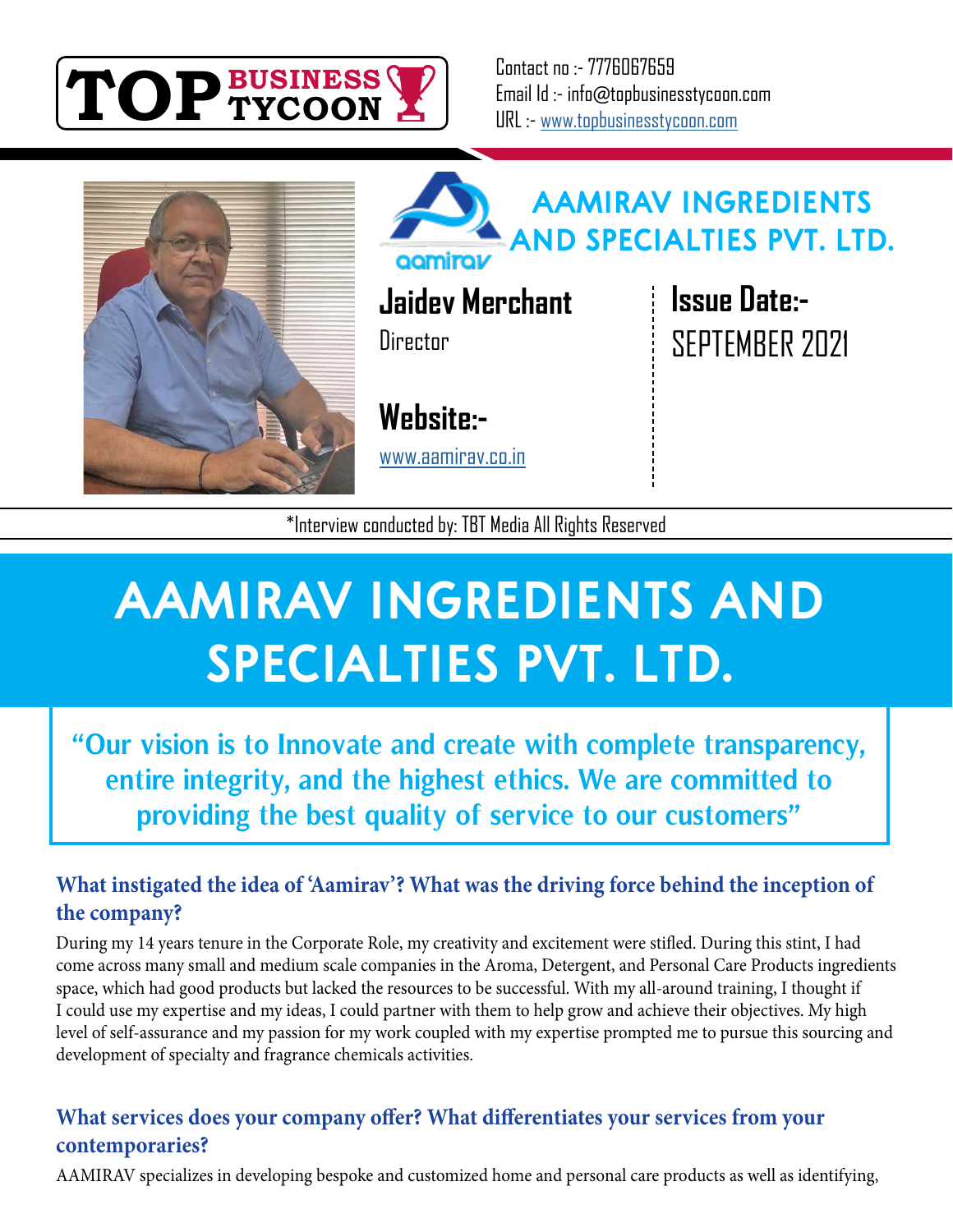TOP BUSINESS TYCOON

Contact no :- 7776067659
Email Id :- info@topbusinesstycoon.com
URL :- www.topbusinesstycoon.com

## AAMIRAV INGREDIENTS AND SPECIALTIES PVT. LTD.

**Jaidev Merchant**
Director

**Website:-**
www.aamirav.co.in

**Issue Date:-**
SEPTEMBER 2021

*Interview conducted by: TBT Media All Rights Reserved

# AAMIRAV INGREDIENTS AND SPECIALTIES PVT. LTD.

**"Our vision is to Innovate and create with complete transparency, entire integrity, and the highest ethics. We are committed to providing the best quality of service to our customers"**

### What instigated the idea of 'Aamirav'? What was the driving force behind the inception of the company?

During my 14 years tenure in the Corporate Role, my creativity and excitement were stifled. During this stint, I had come across many small and medium scale companies in the Aroma, Detergent, and Personal Care Products ingredients space, which had good products but lacked the resources to be successful. With my all-around training, I thought if I could use my expertise and my ideas, I could partner with them to help grow and achieve their objectives. My high level of self-assurance and my passion for my work coupled with my expertise prompted me to pursue this sourcing and development of specialty and fragrance chemicals activities.

### What services does your company offer? What differentiates your services from your contemporaries?

AAMIRAV specializes in developing bespoke and customized home and personal care products as well as identifying,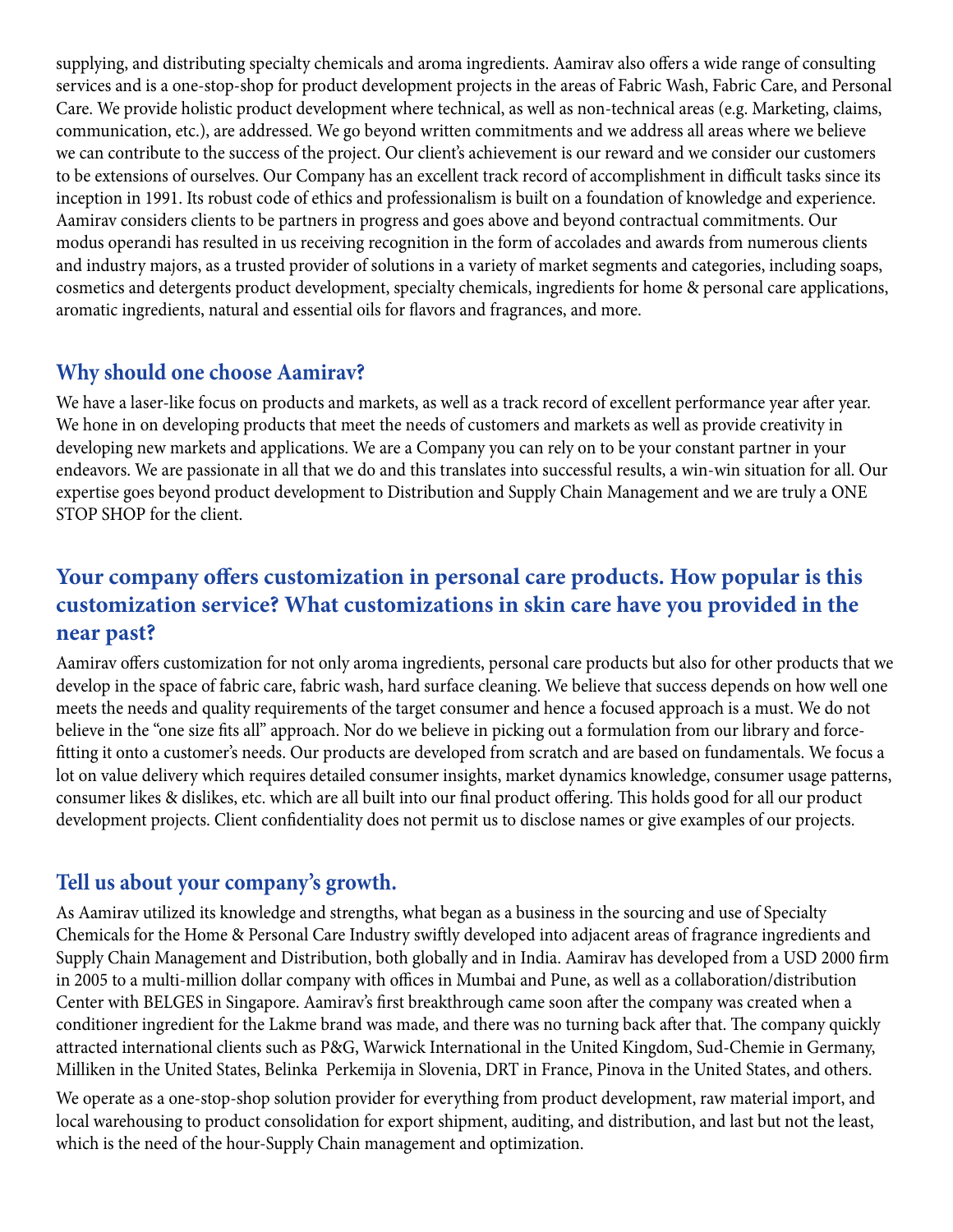supplying, and distributing specialty chemicals and aroma ingredients. Aamirav also offers a wide range of consulting services and is a one-stop-shop for product development projects in the areas of Fabric Wash, Fabric Care, and Personal Care. We provide holistic product development where technical, as well as non-technical areas (e.g. Marketing, claims, communication, etc.), are addressed. We go beyond written commitments and we address all areas where we believe we can contribute to the success of the project. Our client's achievement is our reward and we consider our customers to be extensions of ourselves. Our Company has an excellent track record of accomplishment in difficult tasks since its inception in 1991. Its robust code of ethics and professionalism is built on a foundation of knowledge and experience. Aamirav considers clients to be partners in progress and goes above and beyond contractual commitments. Our modus operandi has resulted in us receiving recognition in the form of accolades and awards from numerous clients and industry majors, as a trusted provider of solutions in a variety of market segments and categories, including soaps, cosmetics and detergents product development, specialty chemicals, ingredients for home & personal care applications, aromatic ingredients, natural and essential oils for flavors and fragrances, and more.

## Why should one choose Aamirav?

We have a laser-like focus on products and markets, as well as a track record of excellent performance year after year. We hone in on developing products that meet the needs of customers and markets as well as provide creativity in developing new markets and applications. We are a Company you can rely on to be your constant partner in your endeavors. We are passionate in all that we do and this translates into successful results, a win-win situation for all. Our expertise goes beyond product development to Distribution and Supply Chain Management and we are truly a ONE STOP SHOP for the client.

## Your company offers customization in personal care products. How popular is this customization service? What customizations in skin care have you provided in the near past?

Aamirav offers customization for not only aroma ingredients, personal care products but also for other products that we develop in the space of fabric care, fabric wash, hard surface cleaning. We believe that success depends on how well one meets the needs and quality requirements of the target consumer and hence a focused approach is a must. We do not believe in the "one size fits all" approach. Nor do we believe in picking out a formulation from our library and force-fitting it onto a customer's needs. Our products are developed from scratch and are based on fundamentals. We focus a lot on value delivery which requires detailed consumer insights, market dynamics knowledge, consumer usage patterns, consumer likes & dislikes, etc. which are all built into our final product offering. This holds good for all our product development projects. Client confidentiality does not permit us to disclose names or give examples of our projects.

## Tell us about your company's growth.

As Aamirav utilized its knowledge and strengths, what began as a business in the sourcing and use of Specialty Chemicals for the Home & Personal Care Industry swiftly developed into adjacent areas of fragrance ingredients and Supply Chain Management and Distribution, both globally and in India. Aamirav has developed from a USD 2000 firm in 2005 to a multi-million dollar company with offices in Mumbai and Pune, as well as a collaboration/distribution Center with BELGES in Singapore. Aamirav's first breakthrough came soon after the company was created when a conditioner ingredient for the Lakme brand was made, and there was no turning back after that. The company quickly attracted international clients such as P&G, Warwick International in the United Kingdom, Sud-Chemie in Germany, Milliken in the United States, Belinka Perkemija in Slovenia, DRT in France, Pinova in the United States, and others.

We operate as a one-stop-shop solution provider for everything from product development, raw material import, and local warehousing to product consolidation for export shipment, auditing, and distribution, and last but not the least, which is the need of the hour-Supply Chain management and optimization.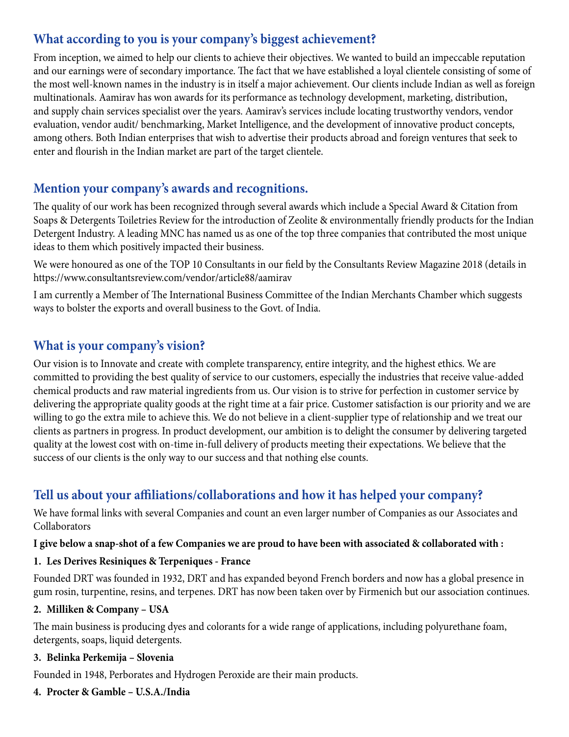## What according to you is your company's biggest achievement?

From inception, we aimed to help our clients to achieve their objectives. We wanted to build an impeccable reputation and our earnings were of secondary importance. The fact that we have established a loyal clientele consisting of some of the most well-known names in the industry is in itself a major achievement. Our clients include Indian as well as foreign multinationals. Aamirav has won awards for its performance as technology development, marketing, distribution, and supply chain services specialist over the years. Aamirav's services include locating trustworthy vendors, vendor evaluation, vendor audit/ benchmarking, Market Intelligence, and the development of innovative product concepts, among others. Both Indian enterprises that wish to advertise their products abroad and foreign ventures that seek to enter and flourish in the Indian market are part of the target clientele.

## Mention your company's awards and recognitions.

The quality of our work has been recognized through several awards which include a Special Award & Citation from Soaps & Detergents Toiletries Review for the introduction of Zeolite & environmentally friendly products for the Indian Detergent Industry. A leading MNC has named us as one of the top three companies that contributed the most unique ideas to them which positively impacted their business.

We were honoured as one of the TOP 10 Consultants in our field by the Consultants Review Magazine 2018 (details in https://www.consultantsreview.com/vendor/article88/aamirav

I am currently a Member of The International Business Committee of the Indian Merchants Chamber which suggests ways to bolster the exports and overall business to the Govt. of India.

## What is your company's vision?

Our vision is to Innovate and create with complete transparency, entire integrity, and the highest ethics. We are committed to providing the best quality of service to our customers, especially the industries that receive value-added chemical products and raw material ingredients from us. Our vision is to strive for perfection in customer service by delivering the appropriate quality goods at the right time at a fair price. Customer satisfaction is our priority and we are willing to go the extra mile to achieve this. We do not believe in a client-supplier type of relationship and we treat our clients as partners in progress. In product development, our ambition is to delight the consumer by delivering targeted quality at the lowest cost with on-time in-full delivery of products meeting their expectations. We believe that the success of our clients is the only way to our success and that nothing else counts.

## Tell us about your affiliations/collaborations and how it has helped your company?

We have formal links with several Companies and count an even larger number of Companies as our Associates and Collaborators

**I give below a snap-shot of a few Companies we are proud to have been with associated & collaborated with :**

**1. Les Derives Resiniques & Terpeniques - France**

Founded DRT was founded in 1932, DRT and has expanded beyond French borders and now has a global presence in gum rosin, turpentine, resins, and terpenes. DRT has now been taken over by Firmenich but our association continues.

**2. Milliken & Company – USA**

The main business is producing dyes and colorants for a wide range of applications, including polyurethane foam, detergents, soaps, liquid detergents.

**3. Belinka Perkemija – Slovenia**

Founded in 1948, Perborates and Hydrogen Peroxide are their main products.

**4. Procter & Gamble – U.S.A./India**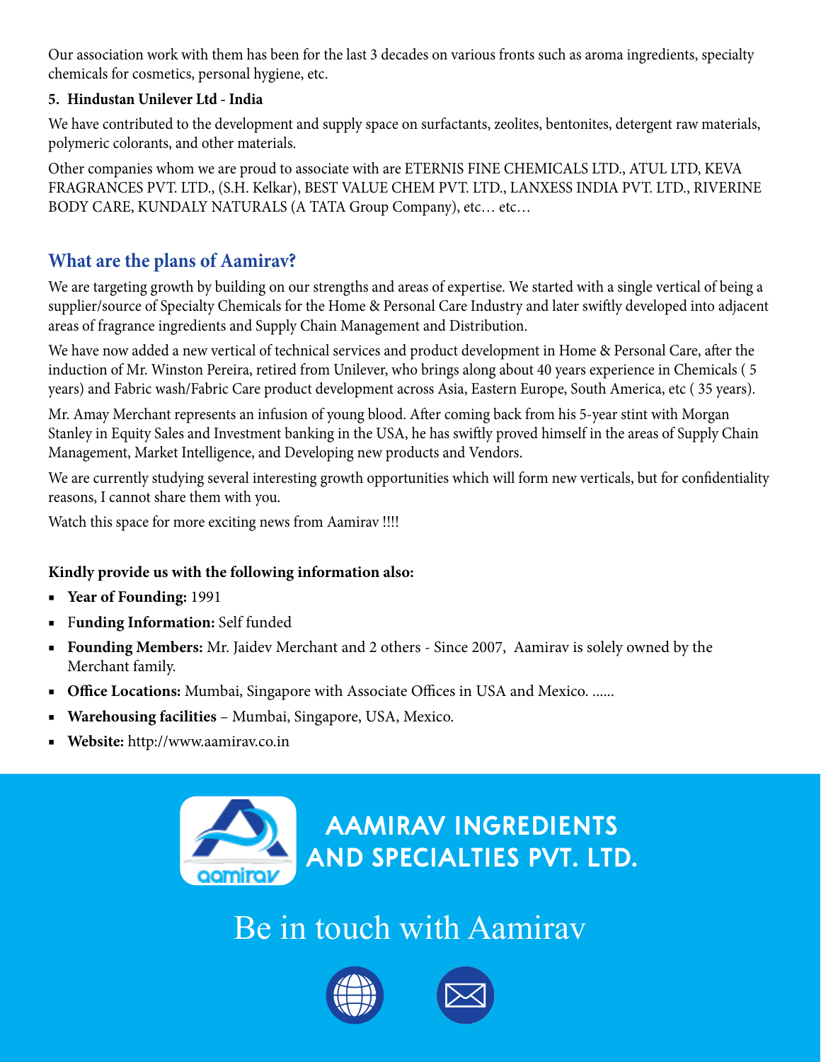Our association work with them has been for the last 3 decades on various fronts such as aroma ingredients, specialty chemicals for cosmetics, personal hygiene, etc.

**5. Hindustan Unilever Ltd - India**

We have contributed to the development and supply space on surfactants, zeolites, bentonites, detergent raw materials, polymeric colorants, and other materials.

Other companies whom we are proud to associate with are ETERNIS FINE CHEMICALS LTD., ATUL LTD, KEVA FRAGRANCES PVT. LTD., (S.H. Kelkar), BEST VALUE CHEM PVT. LTD., LANXESS INDIA PVT. LTD., RIVERINE BODY CARE, KUNDALY NATURALS (A TATA Group Company), etc… etc…

## What are the plans of Aamirav?

We are targeting growth by building on our strengths and areas of expertise. We started with a single vertical of being a supplier/source of Specialty Chemicals for the Home & Personal Care Industry and later swiftly developed into adjacent areas of fragrance ingredients and Supply Chain Management and Distribution.

We have now added a new vertical of technical services and product development in Home & Personal Care, after the induction of Mr. Winston Pereira, retired from Unilever, who brings along about 40 years experience in Chemicals ( 5 years) and Fabric wash/Fabric Care product development across Asia, Eastern Europe, South America, etc ( 35 years).

Mr. Amay Merchant represents an infusion of young blood. After coming back from his 5-year stint with Morgan Stanley in Equity Sales and Investment banking in the USA, he has swiftly proved himself in the areas of Supply Chain Management, Market Intelligence, and Developing new products and Vendors.

We are currently studying several interesting growth opportunities which will form new verticals, but for confidentiality reasons, I cannot share them with you.

Watch this space for more exciting news from Aamirav !!!!

**Kindly provide us with the following information also:**

- **Year of Founding:** 1991
- **Funding Information:** Self funded
- **Founding Members:** Mr. Jaidev Merchant and 2 others - Since 2007, Aamirav is solely owned by the Merchant family.
- **Office Locations:** Mumbai, Singapore with Associate Offices in USA and Mexico. ......
- **Warehousing facilities** – Mumbai, Singapore, USA, Mexico.
- **Website:** http://www.aamirav.co.in

**AAMIRAV INGREDIENTS AND SPECIALTIES PVT. LTD.**

Be in touch with Aamirav